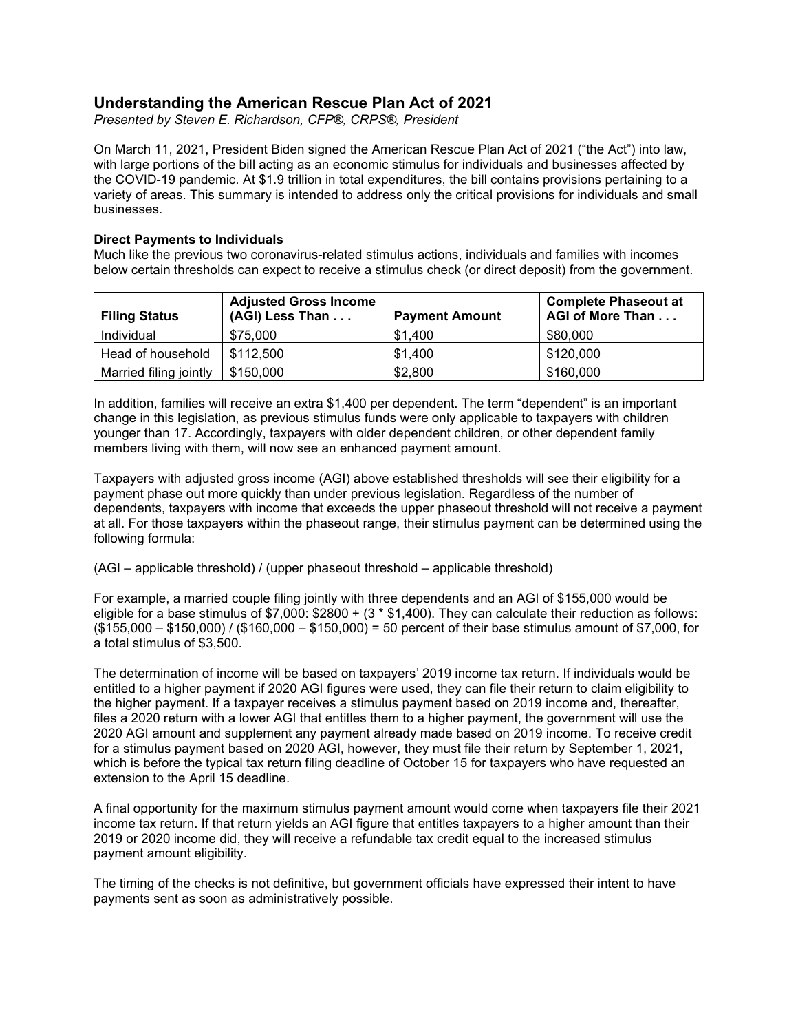# Understanding the American Rescue Plan Act of 2021

*Presented by Steven E. Richardson, CFP®, CRPS®, President*

On March 11, 2021, President Biden signed the American Rescue Plan Act of 2021 ("the Act") into law, with large portions of the bill acting as an economic stimulus for individuals and businesses affected by the COVID-19 pandemic. At $1.9 trillion in total expenditures, the bill contains provisions pertaining to a variety of areas. This summary is intended to address only the critical provisions for individuals and small businesses.

**Direct Payments to Individuals**

Much like the previous two coronavirus-related stimulus actions, individuals and families with incomes below certain thresholds can expect to receive a stimulus check (or direct deposit) from the government.

| Filing Status | Adjusted Gross Income (AGI) Less Than . . . | Payment Amount | Complete Phaseout at AGI of More Than . . . |
|---|---|---|---|
| Individual | $75,000 | $1,400 | $80,000 |
| Head of household | $112,500 | $1,400 | $120,000 |
| Married filing jointly | $150,000 | $2,800 | $160,000 |

In addition, families will receive an extra $1,400 per dependent. The term "dependent" is an important change in this legislation, as previous stimulus funds were only applicable to taxpayers with children younger than 17. Accordingly, taxpayers with older dependent children, or other dependent family members living with them, will now see an enhanced payment amount.

Taxpayers with adjusted gross income (AGI) above established thresholds will see their eligibility for a payment phase out more quickly than under previous legislation. Regardless of the number of dependents, taxpayers with income that exceeds the upper phaseout threshold will not receive a payment at all. For those taxpayers within the phaseout range, their stimulus payment can be determined using the following formula:

(AGI – applicable threshold) / (upper phaseout threshold – applicable threshold)

For example, a married couple filing jointly with three dependents and an AGI of $155,000 would be eligible for a base stimulus of $7,000: $2800 + (3 * $1,400). They can calculate their reduction as follows: ($155,000 – $150,000) / ($160,000 – $150,000) = 50 percent of their base stimulus amount of $7,000, for a total stimulus of $3,500.

The determination of income will be based on taxpayers' 2019 income tax return. If individuals would be entitled to a higher payment if 2020 AGI figures were used, they can file their return to claim eligibility to the higher payment. If a taxpayer receives a stimulus payment based on 2019 income and, thereafter, files a 2020 return with a lower AGI that entitles them to a higher payment, the government will use the 2020 AGI amount and supplement any payment already made based on 2019 income. To receive credit for a stimulus payment based on 2020 AGI, however, they must file their return by September 1, 2021, which is before the typical tax return filing deadline of October 15 for taxpayers who have requested an extension to the April 15 deadline.

A final opportunity for the maximum stimulus payment amount would come when taxpayers file their 2021 income tax return. If that return yields an AGI figure that entitles taxpayers to a higher amount than their 2019 or 2020 income did, they will receive a refundable tax credit equal to the increased stimulus payment amount eligibility.

The timing of the checks is not definitive, but government officials have expressed their intent to have payments sent as soon as administratively possible.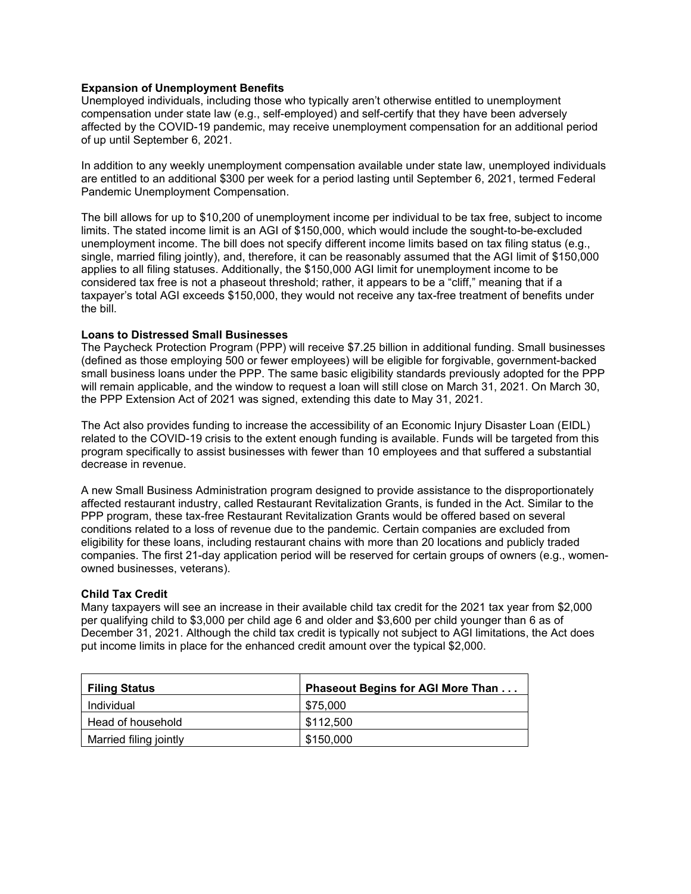**Expansion of Unemployment Benefits**

Unemployed individuals, including those who typically aren't otherwise entitled to unemployment compensation under state law (e.g., self-employed) and self-certify that they have been adversely affected by the COVID-19 pandemic, may receive unemployment compensation for an additional period of up until September 6, 2021.

In addition to any weekly unemployment compensation available under state law, unemployed individuals are entitled to an additional $300 per week for a period lasting until September 6, 2021, termed Federal Pandemic Unemployment Compensation.

The bill allows for up to $10,200 of unemployment income per individual to be tax free, subject to income limits. The stated income limit is an AGI of $150,000, which would include the sought-to-be-excluded unemployment income. The bill does not specify different income limits based on tax filing status (e.g., single, married filing jointly), and, therefore, it can be reasonably assumed that the AGI limit of $150,000 applies to all filing statuses. Additionally, the $150,000 AGI limit for unemployment income to be considered tax free is not a phaseout threshold; rather, it appears to be a "cliff," meaning that if a taxpayer's total AGI exceeds $150,000, they would not receive any tax-free treatment of benefits under the bill.

**Loans to Distressed Small Businesses**

The Paycheck Protection Program (PPP) will receive $7.25 billion in additional funding. Small businesses (defined as those employing 500 or fewer employees) will be eligible for forgivable, government-backed small business loans under the PPP. The same basic eligibility standards previously adopted for the PPP will remain applicable, and the window to request a loan will still close on March 31, 2021. On March 30, the PPP Extension Act of 2021 was signed, extending this date to May 31, 2021.

The Act also provides funding to increase the accessibility of an Economic Injury Disaster Loan (EIDL) related to the COVID-19 crisis to the extent enough funding is available. Funds will be targeted from this program specifically to assist businesses with fewer than 10 employees and that suffered a substantial decrease in revenue.

A new Small Business Administration program designed to provide assistance to the disproportionately affected restaurant industry, called Restaurant Revitalization Grants, is funded in the Act. Similar to the PPP program, these tax-free Restaurant Revitalization Grants would be offered based on several conditions related to a loss of revenue due to the pandemic. Certain companies are excluded from eligibility for these loans, including restaurant chains with more than 20 locations and publicly traded companies. The first 21-day application period will be reserved for certain groups of owners (e.g., women-owned businesses, veterans).

**Child Tax Credit**

Many taxpayers will see an increase in their available child tax credit for the 2021 tax year from $2,000 per qualifying child to $3,000 per child age 6 and older and $3,600 per child younger than 6 as of December 31, 2021. Although the child tax credit is typically not subject to AGI limitations, the Act does put income limits in place for the enhanced credit amount over the typical $2,000.

| **Filing Status** | **Phaseout Begins for AGI More Than . . .** |
|---|---|
| Individual | $75,000 |
| Head of household | $112,500 |
| Married filing jointly | $150,000 |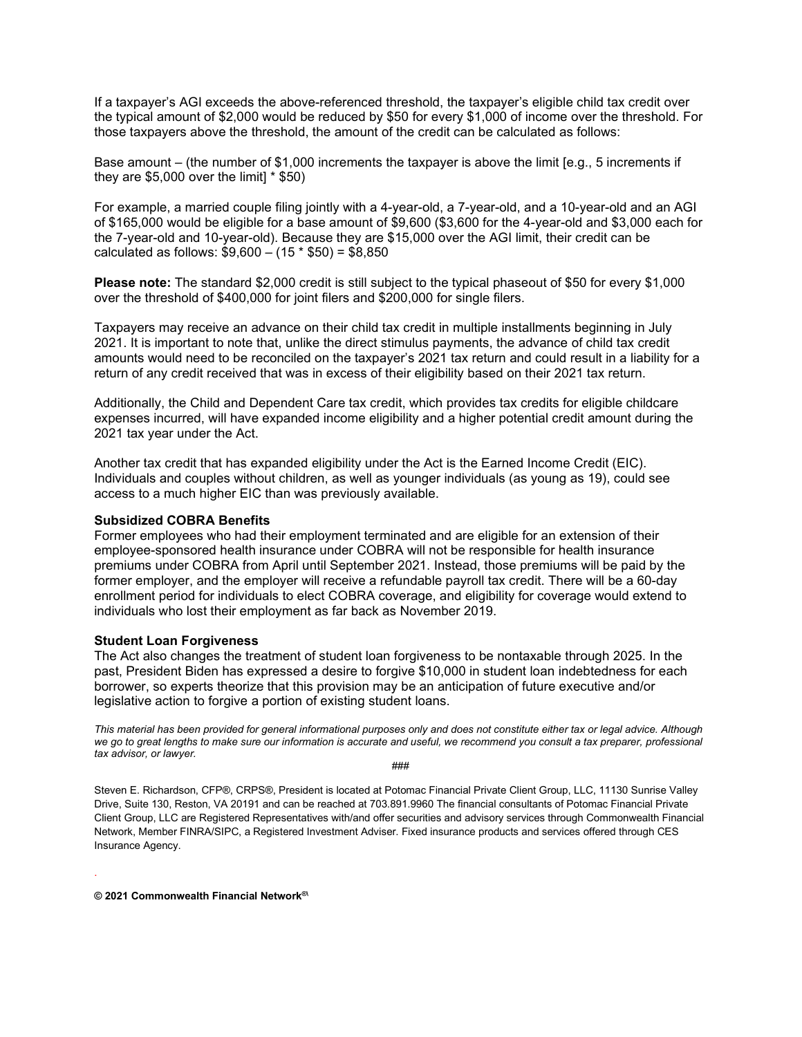If a taxpayer's AGI exceeds the above-referenced threshold, the taxpayer's eligible child tax credit over the typical amount of $2,000 would be reduced by $50 for every $1,000 of income over the threshold. For those taxpayers above the threshold, the amount of the credit can be calculated as follows:

Base amount – (the number of $1,000 increments the taxpayer is above the limit [e.g., 5 increments if they are $5,000 over the limit] * $50)

For example, a married couple filing jointly with a 4-year-old, a 7-year-old, and a 10-year-old and an AGI of $165,000 would be eligible for a base amount of $9,600 ($3,600 for the 4-year-old and $3,000 each for the 7-year-old and 10-year-old). Because they are $15,000 over the AGI limit, their credit can be calculated as follows: $9,600 – (15 * $50) = $8,850

**Please note:** The standard $2,000 credit is still subject to the typical phaseout of $50 for every $1,000 over the threshold of $400,000 for joint filers and $200,000 for single filers.

Taxpayers may receive an advance on their child tax credit in multiple installments beginning in July 2021. It is important to note that, unlike the direct stimulus payments, the advance of child tax credit amounts would need to be reconciled on the taxpayer's 2021 tax return and could result in a liability for a return of any credit received that was in excess of their eligibility based on their 2021 tax return.

Additionally, the Child and Dependent Care tax credit, which provides tax credits for eligible childcare expenses incurred, will have expanded income eligibility and a higher potential credit amount during the 2021 tax year under the Act.

Another tax credit that has expanded eligibility under the Act is the Earned Income Credit (EIC). Individuals and couples without children, as well as younger individuals (as young as 19), could see access to a much higher EIC than was previously available.

**Subsidized COBRA Benefits**

Former employees who had their employment terminated and are eligible for an extension of their employee-sponsored health insurance under COBRA will not be responsible for health insurance premiums under COBRA from April until September 2021. Instead, those premiums will be paid by the former employer, and the employer will receive a refundable payroll tax credit. There will be a 60-day enrollment period for individuals to elect COBRA coverage, and eligibility for coverage would extend to individuals who lost their employment as far back as November 2019.

**Student Loan Forgiveness**

The Act also changes the treatment of student loan forgiveness to be nontaxable through 2025. In the past, President Biden has expressed a desire to forgive $10,000 in student loan indebtedness for each borrower, so experts theorize that this provision may be an anticipation of future executive and/or legislative action to forgive a portion of existing student loans.

*This material has been provided for general informational purposes only and does not constitute either tax or legal advice. Although we go to great lengths to make sure our information is accurate and useful, we recommend you consult a tax preparer, professional tax advisor, or lawyer.*

###

Steven E. Richardson, CFP®, CRPS®, President is located at Potomac Financial Private Client Group, LLC, 11130 Sunrise Valley Drive, Suite 130, Reston, VA 20191 and can be reached at 703.891.9960 The financial consultants of Potomac Financial Private Client Group, LLC are Registered Representatives with/and offer securities and advisory services through Commonwealth Financial Network, Member FINRA/SIPC, a Registered Investment Adviser. Fixed insurance products and services offered through CES Insurance Agency.

**© 2021 Commonwealth Financial Network®**